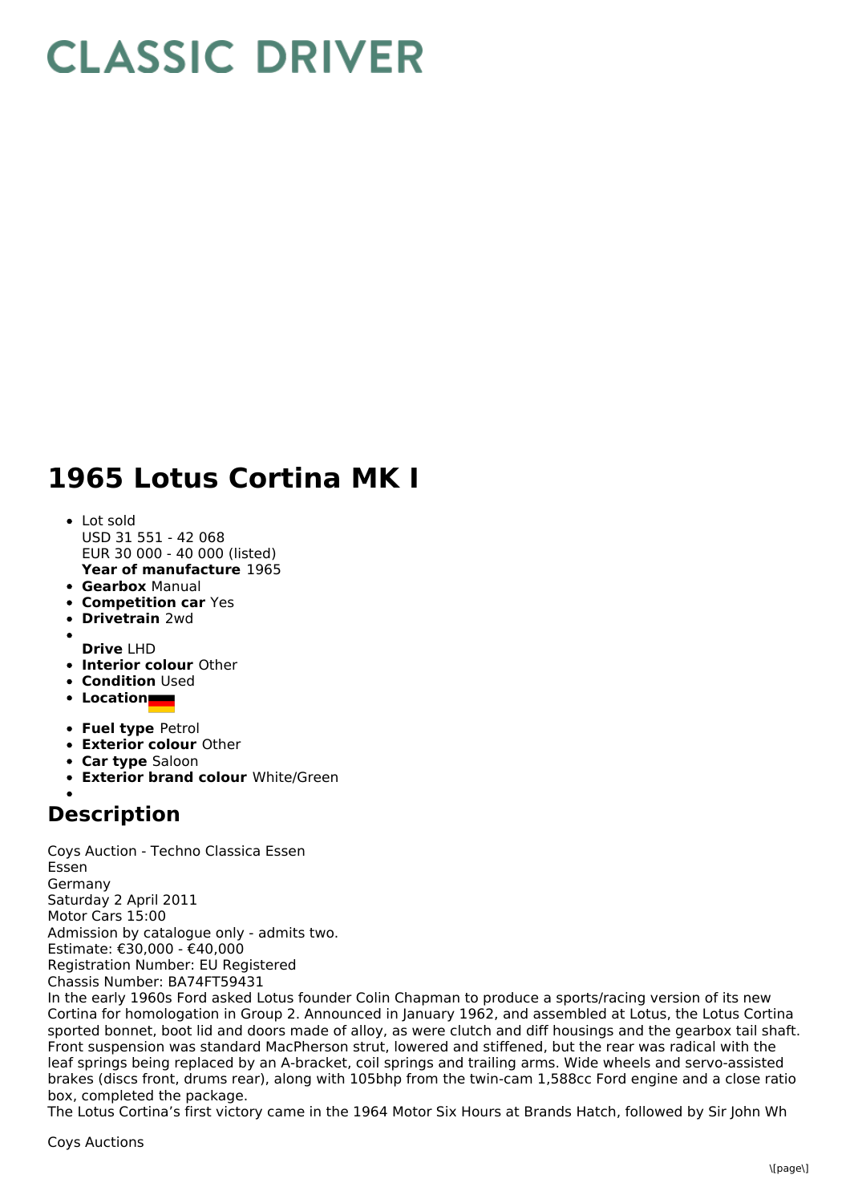# CLASSIC DRIVER

# 1965 Lotus Cortina MK I

- Lot sold
  USD 31 551 - 42 068
  EUR 30 000 - 40 000 (listed)
  **Year of manufacture** 1965
- **Gearbox** Manual
- **Competition car** Yes
- **Drivetrain** 2wd
- 
  **Drive** LHD
- **Interior colour** Other
- **Condition** Used
- **Location**
- **Fuel type** Petrol
- **Exterior colour** Other
- **Car type** Saloon
- **Exterior brand colour** White/Green
- 

## Description

Coys Auction - Techno Classica Essen
Essen
Germany
Saturday 2 April 2011
Motor Cars 15:00
Admission by catalogue only - admits two.
Estimate: €30,000 - €40,000
Registration Number: EU Registered
Chassis Number: BA74FT59431
In the early 1960s Ford asked Lotus founder Colin Chapman to produce a sports/racing version of its new Cortina for homologation in Group 2. Announced in January 1962, and assembled at Lotus, the Lotus Cortina sported bonnet, boot lid and doors made of alloy, as were clutch and diff housings and the gearbox tail shaft. Front suspension was standard MacPherson strut, lowered and stiffened, but the rear was radical with the leaf springs being replaced by an A-bracket, coil springs and trailing arms. Wide wheels and servo-assisted brakes (discs front, drums rear), along with 105bhp from the twin-cam 1,588cc Ford engine and a close ratio box, completed the package.
The Lotus Cortina's first victory came in the 1964 Motor Six Hours at Brands Hatch, followed by Sir John Wh

Coys Auctions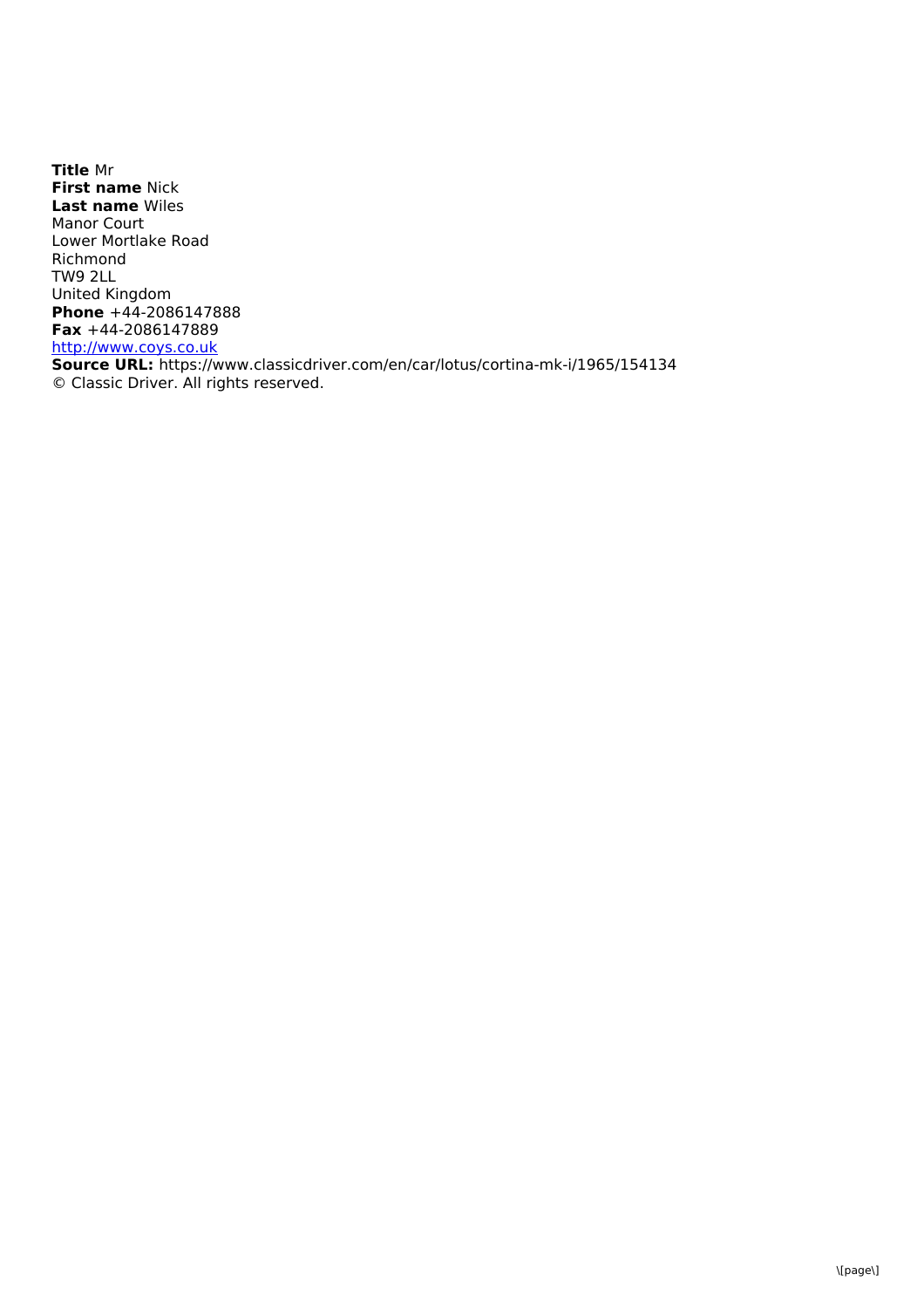**Title** Mr
**First name** Nick
**Last name** Wiles
Manor Court
Lower Mortlake Road
Richmond
TW9 2LL
United Kingdom
**Phone** +44-2086147888
**Fax** +44-2086147889
[http://www.coys.co.uk](http://www.coys.co.uk)
**Source URL:** https://www.classicdriver.com/en/car/lotus/cortina-mk-i/1965/154134
© Classic Driver. All rights reserved.